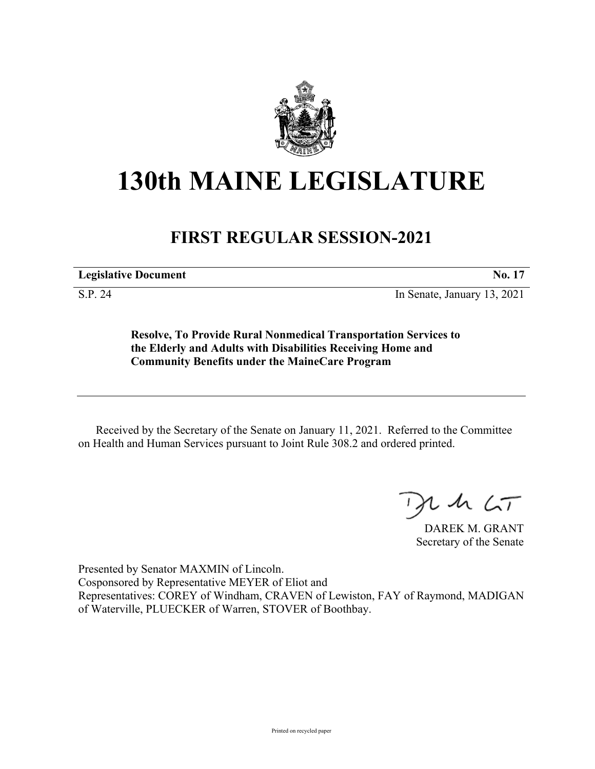# 130th MAINE LEGISLATURE

## FIRST REGULAR SESSION-2021

**Legislative Document** **No. 17**

S.P. 24 In Senate, January 13, 2021

**Resolve, To Provide Rural Nonmedical Transportation Services to the Elderly and Adults with Disabilities Receiving Home and Community Benefits under the MaineCare Program**

---

Received by the Secretary of the Senate on January 11, 2021. Referred to the Committee on Health and Human Services pursuant to Joint Rule 308.2 and ordered printed.

DAREK M. GRANT
Secretary of the Senate

Presented by Senator MAXMIN of Lincoln.
Cosponsored by Representative MEYER of Eliot and
Representatives: COREY of Windham, CRAVEN of Lewiston, FAY of Raymond, MADIGAN of Waterville, PLUECKER of Warren, STOVER of Boothbay.

Printed on recycled paper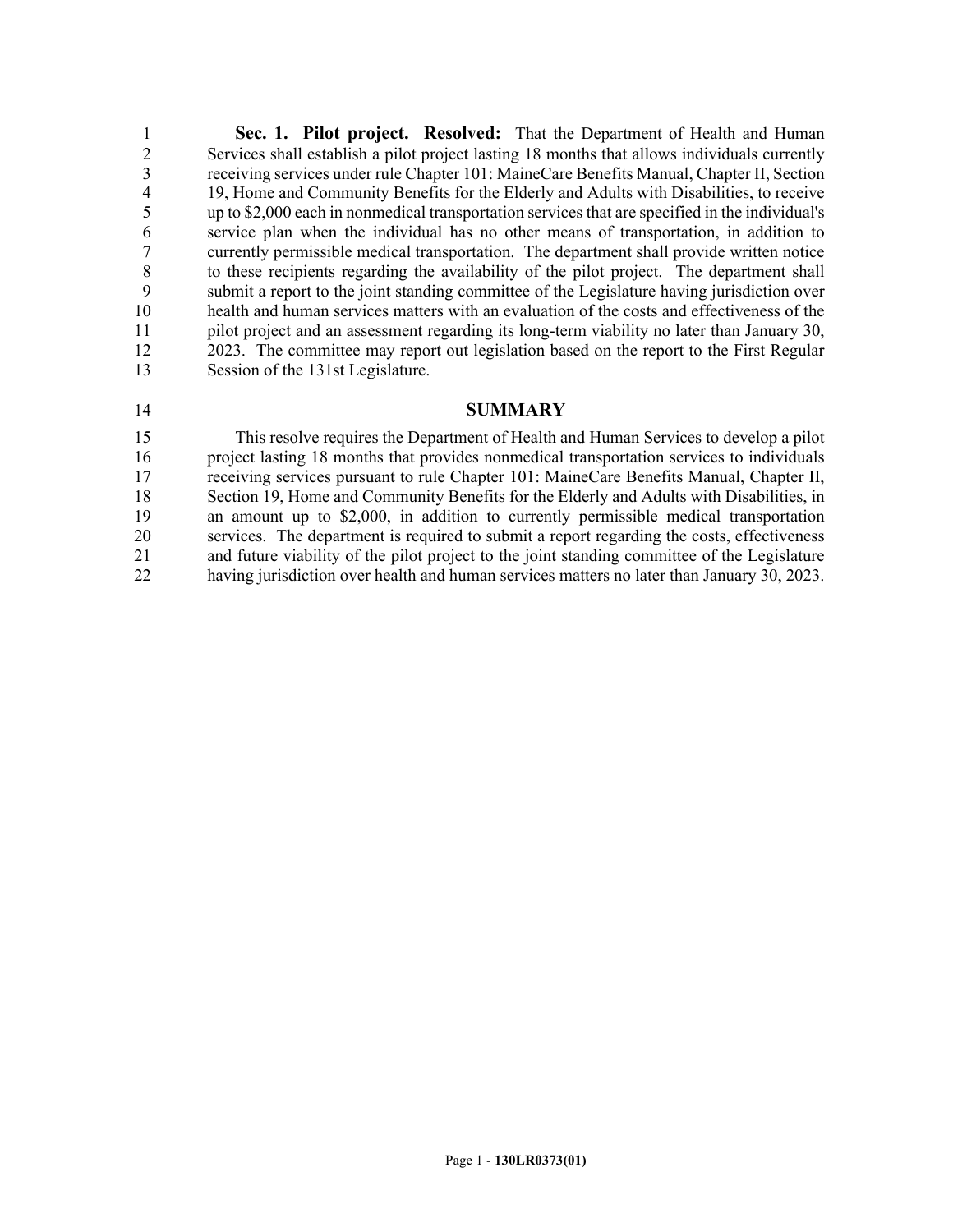**Sec. 1. Pilot project. Resolved:** That the Department of Health and Human Services shall establish a pilot project lasting 18 months that allows individuals currently receiving services under rule Chapter 101: MaineCare Benefits Manual, Chapter II, Section 19, Home and Community Benefits for the Elderly and Adults with Disabilities, to receive up to $2,000 each in nonmedical transportation services that are specified in the individual's service plan when the individual has no other means of transportation, in addition to currently permissible medical transportation. The department shall provide written notice to these recipients regarding the availability of the pilot project. The department shall submit a report to the joint standing committee of the Legislature having jurisdiction over health and human services matters with an evaluation of the costs and effectiveness of the pilot project and an assessment regarding its long-term viability no later than January 30, 2023. The committee may report out legislation based on the report to the First Regular Session of the 131st Legislature.

## SUMMARY

This resolve requires the Department of Health and Human Services to develop a pilot project lasting 18 months that provides nonmedical transportation services to individuals receiving services pursuant to rule Chapter 101: MaineCare Benefits Manual, Chapter II, Section 19, Home and Community Benefits for the Elderly and Adults with Disabilities, in an amount up to $2,000, in addition to currently permissible medical transportation services. The department is required to submit a report regarding the costs, effectiveness and future viability of the pilot project to the joint standing committee of the Legislature having jurisdiction over health and human services matters no later than January 30, 2023.